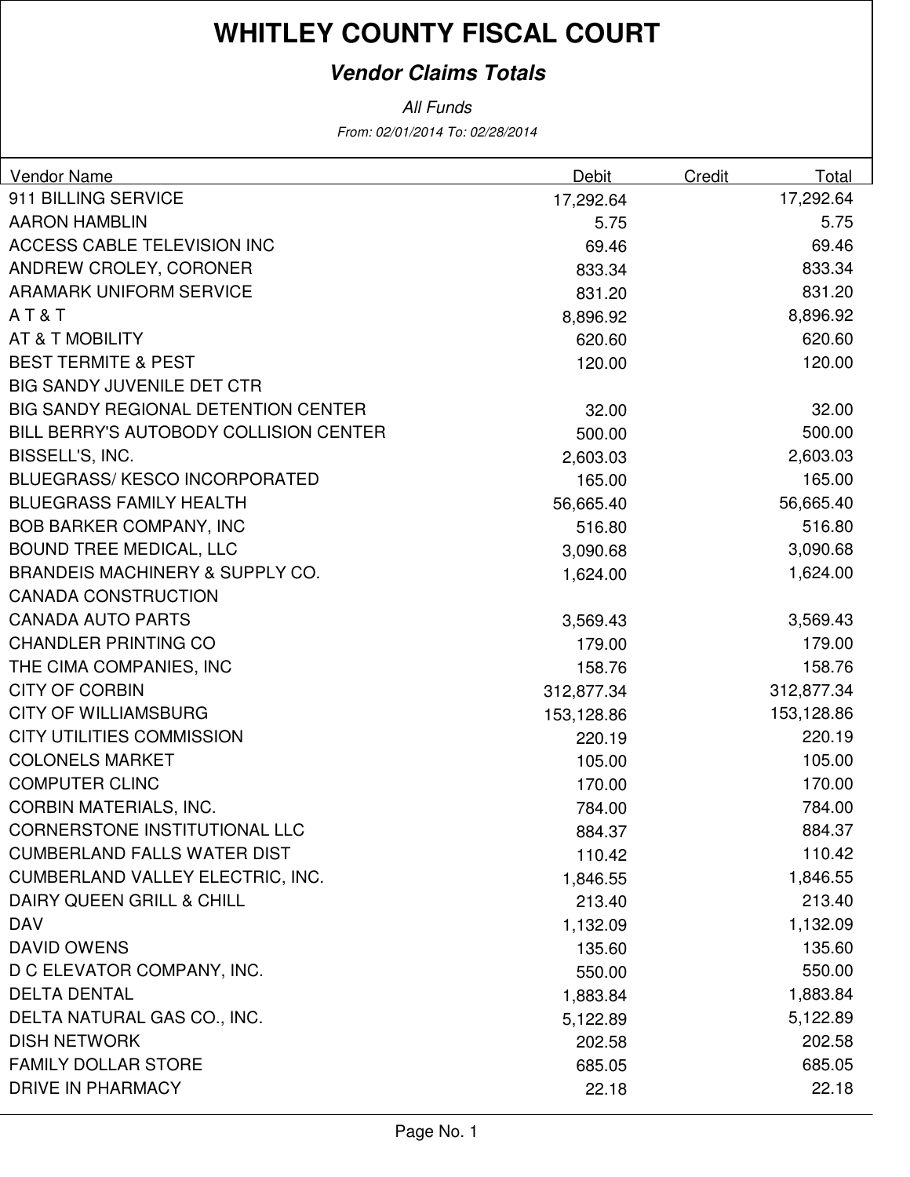# WHITLEY COUNTY FISCAL COURT

## *Vendor Claims Totals*

*All Funds*

*From: 02/01/2014 To: 02/28/2014*

| Vendor Name | Debit | Credit | Total |
|---|---|---|---|
| 911 BILLING SERVICE | 17,292.64 | | 17,292.64 |
| AARON HAMBLIN | 5.75 | | 5.75 |
| ACCESS CABLE TELEVISION INC | 69.46 | | 69.46 |
| ANDREW CROLEY, CORONER | 833.34 | | 833.34 |
| ARAMARK UNIFORM SERVICE | 831.20 | | 831.20 |
| A T & T | 8,896.92 | | 8,896.92 |
| AT & T MOBILITY | 620.60 | | 620.60 |
| BEST TERMITE & PEST | 120.00 | | 120.00 |
| BIG SANDY JUVENILE DET CTR | | | |
| BIG SANDY REGIONAL DETENTION CENTER | 32.00 | | 32.00 |
| BILL BERRY'S AUTOBODY COLLISION CENTER | 500.00 | | 500.00 |
| BISSELL'S, INC. | 2,603.03 | | 2,603.03 |
| BLUEGRASS/ KESCO INCORPORATED | 165.00 | | 165.00 |
| BLUEGRASS FAMILY HEALTH | 56,665.40 | | 56,665.40 |
| BOB BARKER COMPANY, INC | 516.80 | | 516.80 |
| BOUND TREE MEDICAL, LLC | 3,090.68 | | 3,090.68 |
| BRANDEIS MACHINERY & SUPPLY CO. | 1,624.00 | | 1,624.00 |
| CANADA CONSTRUCTION | | | |
| CANADA AUTO PARTS | 3,569.43 | | 3,569.43 |
| CHANDLER PRINTING CO | 179.00 | | 179.00 |
| THE CIMA COMPANIES, INC | 158.76 | | 158.76 |
| CITY OF CORBIN | 312,877.34 | | 312,877.34 |
| CITY OF WILLIAMSBURG | 153,128.86 | | 153,128.86 |
| CITY UTILITIES COMMISSION | 220.19 | | 220.19 |
| COLONELS MARKET | 105.00 | | 105.00 |
| COMPUTER CLINC | 170.00 | | 170.00 |
| CORBIN MATERIALS, INC. | 784.00 | | 784.00 |
| CORNERSTONE INSTITUTIONAL LLC | 884.37 | | 884.37 |
| CUMBERLAND FALLS WATER DIST | 110.42 | | 110.42 |
| CUMBERLAND VALLEY ELECTRIC, INC. | 1,846.55 | | 1,846.55 |
| DAIRY QUEEN GRILL & CHILL | 213.40 | | 213.40 |
| DAV | 1,132.09 | | 1,132.09 |
| DAVID OWENS | 135.60 | | 135.60 |
| D C ELEVATOR COMPANY, INC. | 550.00 | | 550.00 |
| DELTA DENTAL | 1,883.84 | | 1,883.84 |
| DELTA NATURAL GAS CO., INC. | 5,122.89 | | 5,122.89 |
| DISH NETWORK | 202.58 | | 202.58 |
| FAMILY DOLLAR STORE | 685.05 | | 685.05 |
| DRIVE IN PHARMACY | 22.18 | | 22.18 |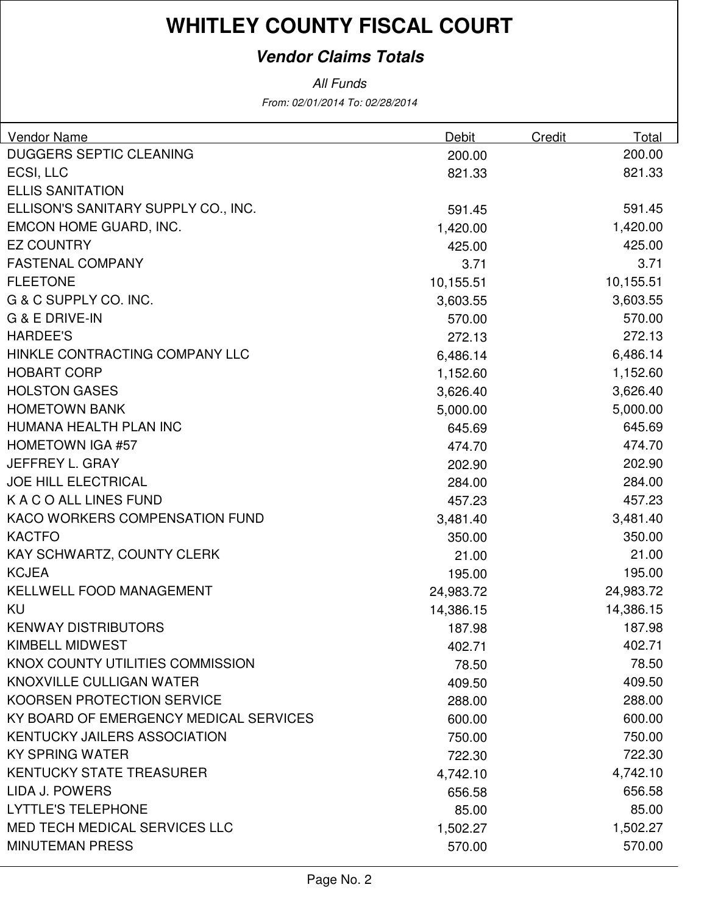# WHITLEY COUNTY FISCAL COURT

## *Vendor Claims Totals*

*All Funds*

*From: 02/01/2014 To: 02/28/2014*

| Vendor Name | Debit | Credit | Total |
|---|---|---|---|
| DUGGERS SEPTIC CLEANING | 200.00 | | 200.00 |
| ECSI, LLC | 821.33 | | 821.33 |
| ELLIS SANITATION | | | |
| ELLISON'S SANITARY SUPPLY CO., INC. | 591.45 | | 591.45 |
| EMCON HOME GUARD, INC. | 1,420.00 | | 1,420.00 |
| EZ COUNTRY | 425.00 | | 425.00 |
| FASTENAL COMPANY | 3.71 | | 3.71 |
| FLEETONE | 10,155.51 | | 10,155.51 |
| G & C SUPPLY CO. INC. | 3,603.55 | | 3,603.55 |
| G & E DRIVE-IN | 570.00 | | 570.00 |
| HARDEE'S | 272.13 | | 272.13 |
| HINKLE CONTRACTING COMPANY LLC | 6,486.14 | | 6,486.14 |
| HOBART CORP | 1,152.60 | | 1,152.60 |
| HOLSTON GASES | 3,626.40 | | 3,626.40 |
| HOMETOWN BANK | 5,000.00 | | 5,000.00 |
| HUMANA HEALTH PLAN INC | 645.69 | | 645.69 |
| HOMETOWN IGA #57 | 474.70 | | 474.70 |
| JEFFREY L. GRAY | 202.90 | | 202.90 |
| JOE HILL ELECTRICAL | 284.00 | | 284.00 |
| K A C O ALL LINES FUND | 457.23 | | 457.23 |
| KACO WORKERS COMPENSATION FUND | 3,481.40 | | 3,481.40 |
| KACTFO | 350.00 | | 350.00 |
| KAY SCHWARTZ, COUNTY CLERK | 21.00 | | 21.00 |
| KCJEA | 195.00 | | 195.00 |
| KELLWELL FOOD MANAGEMENT | 24,983.72 | | 24,983.72 |
| KU | 14,386.15 | | 14,386.15 |
| KENWAY DISTRIBUTORS | 187.98 | | 187.98 |
| KIMBELL MIDWEST | 402.71 | | 402.71 |
| KNOX COUNTY UTILITIES COMMISSION | 78.50 | | 78.50 |
| KNOXVILLE CULLIGAN WATER | 409.50 | | 409.50 |
| KOORSEN PROTECTION SERVICE | 288.00 | | 288.00 |
| KY BOARD OF EMERGENCY MEDICAL SERVICES | 600.00 | | 600.00 |
| KENTUCKY JAILERS ASSOCIATION | 750.00 | | 750.00 |
| KY SPRING WATER | 722.30 | | 722.30 |
| KENTUCKY STATE TREASURER | 4,742.10 | | 4,742.10 |
| LIDA J. POWERS | 656.58 | | 656.58 |
| LYTTLE'S TELEPHONE | 85.00 | | 85.00 |
| MED TECH MEDICAL SERVICES LLC | 1,502.27 | | 1,502.27 |
| MINUTEMAN PRESS | 570.00 | | 570.00 |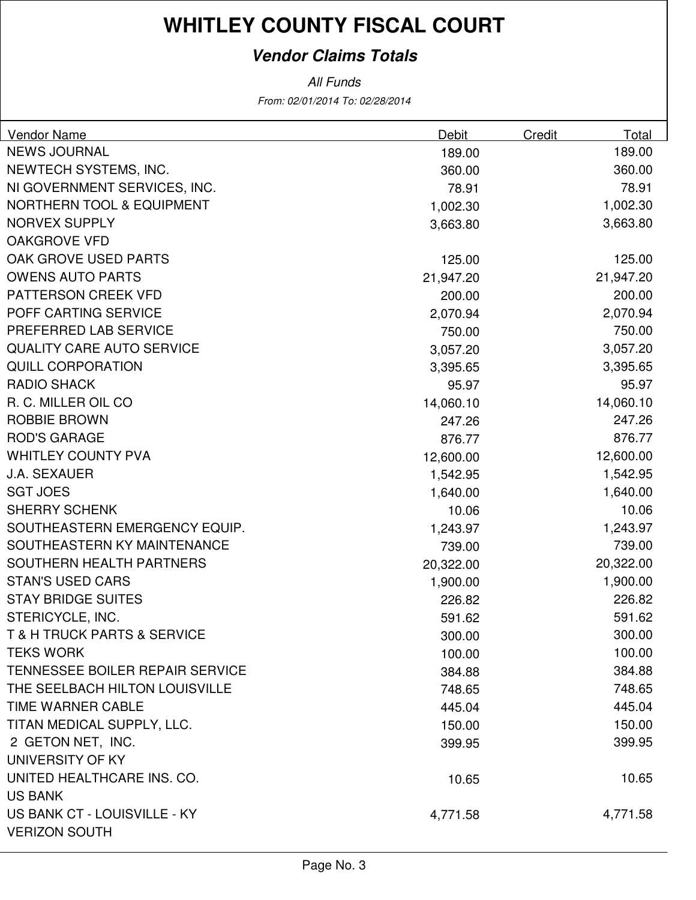# WHITLEY COUNTY FISCAL COURT

## *Vendor Claims Totals*

*All Funds*

*From: 02/01/2014 To: 02/28/2014*

| Vendor Name | Debit | Credit | Total |
|---|---|---|---|
| NEWS JOURNAL | 189.00 | | 189.00 |
| NEWTECH SYSTEMS, INC. | 360.00 | | 360.00 |
| NI GOVERNMENT SERVICES, INC. | 78.91 | | 78.91 |
| NORTHERN TOOL & EQUIPMENT | 1,002.30 | | 1,002.30 |
| NORVEX SUPPLY | 3,663.80 | | 3,663.80 |
| OAKGROVE VFD | | | |
| OAK GROVE USED PARTS | 125.00 | | 125.00 |
| OWENS AUTO PARTS | 21,947.20 | | 21,947.20 |
| PATTERSON CREEK VFD | 200.00 | | 200.00 |
| POFF CARTING SERVICE | 2,070.94 | | 2,070.94 |
| PREFERRED LAB SERVICE | 750.00 | | 750.00 |
| QUALITY CARE AUTO SERVICE | 3,057.20 | | 3,057.20 |
| QUILL CORPORATION | 3,395.65 | | 3,395.65 |
| RADIO SHACK | 95.97 | | 95.97 |
| R. C. MILLER OIL CO | 14,060.10 | | 14,060.10 |
| ROBBIE BROWN | 247.26 | | 247.26 |
| ROD'S GARAGE | 876.77 | | 876.77 |
| WHITLEY COUNTY PVA | 12,600.00 | | 12,600.00 |
| J.A. SEXAUER | 1,542.95 | | 1,542.95 |
| SGT JOES | 1,640.00 | | 1,640.00 |
| SHERRY SCHENK | 10.06 | | 10.06 |
| SOUTHEASTERN EMERGENCY EQUIP. | 1,243.97 | | 1,243.97 |
| SOUTHEASTERN KY MAINTENANCE | 739.00 | | 739.00 |
| SOUTHERN HEALTH PARTNERS | 20,322.00 | | 20,322.00 |
| STAN'S USED CARS | 1,900.00 | | 1,900.00 |
| STAY BRIDGE SUITES | 226.82 | | 226.82 |
| STERICYCLE, INC. | 591.62 | | 591.62 |
| T & H TRUCK PARTS & SERVICE | 300.00 | | 300.00 |
| TEKS WORK | 100.00 | | 100.00 |
| TENNESSEE BOILER REPAIR SERVICE | 384.88 | | 384.88 |
| THE SEELBACH HILTON LOUISVILLE | 748.65 | | 748.65 |
| TIME WARNER CABLE | 445.04 | | 445.04 |
| TITAN MEDICAL SUPPLY, LLC. | 150.00 | | 150.00 |
| 2 GETON NET, INC. | 399.95 | | 399.95 |
| UNIVERSITY OF KY | | | |
| UNITED HEALTHCARE INS. CO. | 10.65 | | 10.65 |
| US BANK | | | |
| US BANK CT - LOUISVILLE - KY | 4,771.58 | | 4,771.58 |
| VERIZON SOUTH | | | |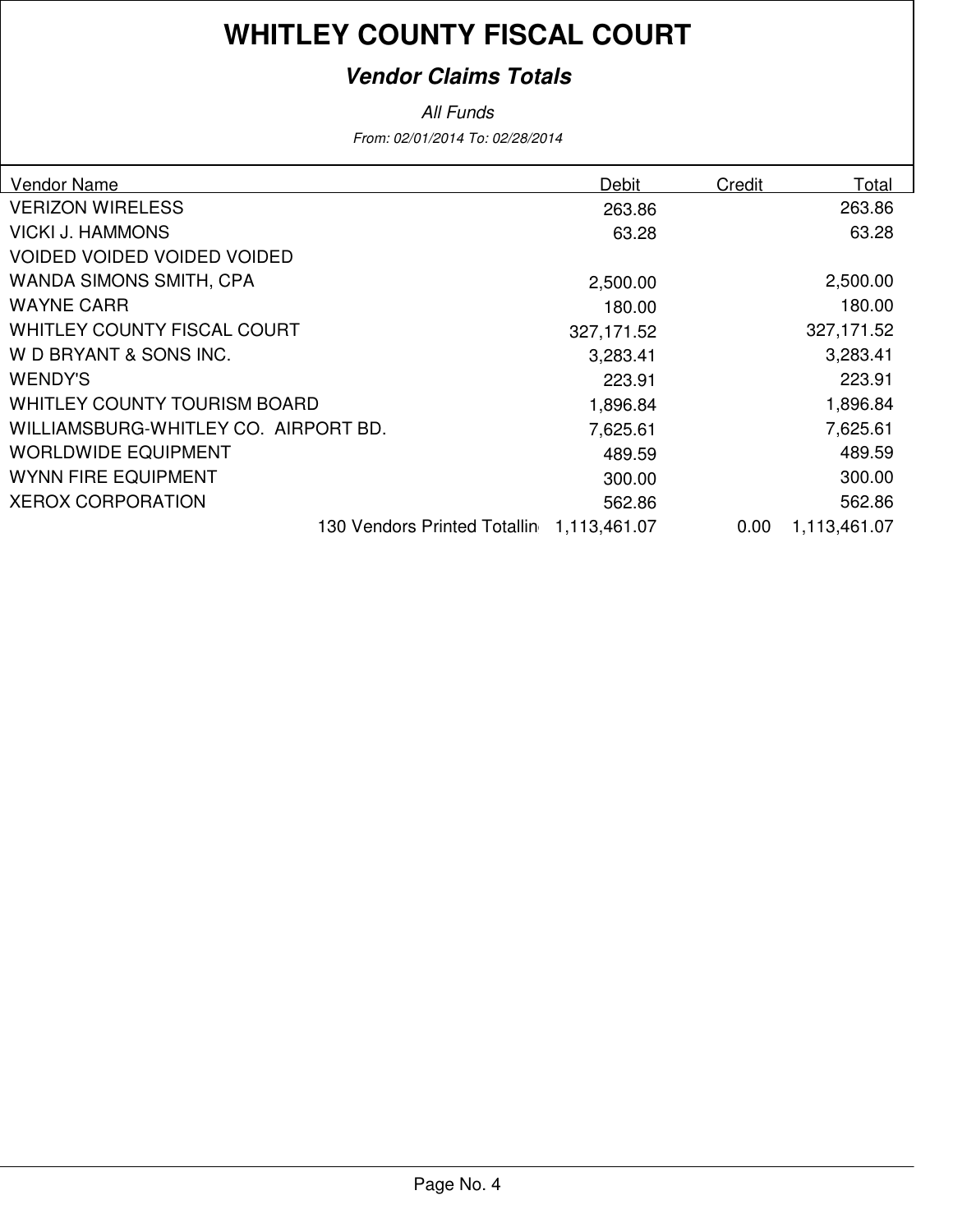# WHITLEY COUNTY FISCAL COURT

## *Vendor Claims Totals*

*All Funds*

*From: 02/01/2014 To: 02/28/2014*

| Vendor Name | Debit | Credit | Total |
|---|---|---|---|
| VERIZON WIRELESS | 263.86 | | 263.86 |
| VICKI J. HAMMONS | 63.28 | | 63.28 |
| VOIDED VOIDED VOIDED VOIDED | | | |
| WANDA SIMONS SMITH, CPA | 2,500.00 | | 2,500.00 |
| WAYNE CARR | 180.00 | | 180.00 |
| WHITLEY COUNTY FISCAL COURT | 327,171.52 | | 327,171.52 |
| W D BRYANT & SONS INC. | 3,283.41 | | 3,283.41 |
| WENDY'S | 223.91 | | 223.91 |
| WHITLEY COUNTY TOURISM BOARD | 1,896.84 | | 1,896.84 |
| WILLIAMSBURG-WHITLEY CO. AIRPORT BD. | 7,625.61 | | 7,625.61 |
| WORLDWIDE EQUIPMENT | 489.59 | | 489.59 |
| WYNN FIRE EQUIPMENT | 300.00 | | 300.00 |
| XEROX CORPORATION | 562.86 | | 562.86 |
| 130 Vendors Printed Totalling | 1,113,461.07 | 0.00 | 1,113,461.07 |